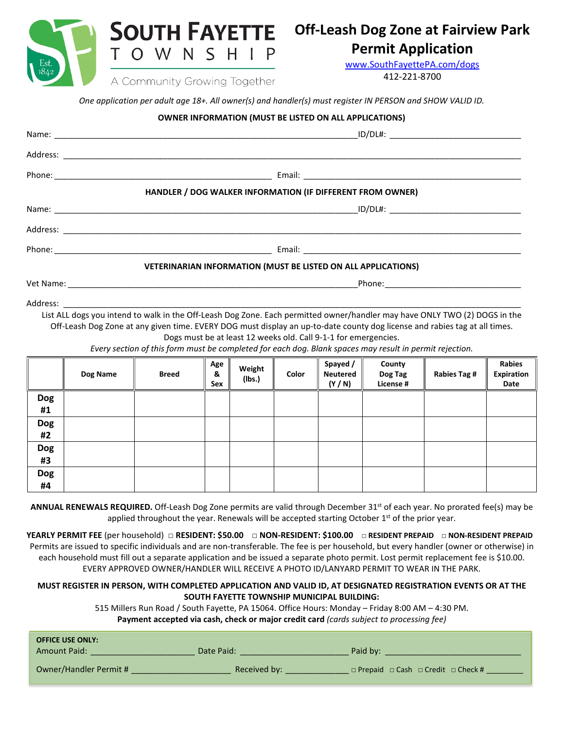**SOUTH FAYETTE TOWNSHIP**
A Community Growing Together

# Off-Leash Dog Zone at Fairview Park Permit Application

www.SouthFayettePA.com/dogs
412-221-8700

*One application per adult age 18+. All owner(s) and handler(s) must register IN PERSON and SHOW VALID ID.*

**OWNER INFORMATION (MUST BE LISTED ON ALL APPLICATIONS)**

Name: ______________________________ ID/DL#: ______________________________

Address: ______________________________

Phone: ______________________________ Email: ______________________________

**HANDLER / DOG WALKER INFORMATION (IF DIFFERENT FROM OWNER)**

Name: ______________________________ ID/DL#: ______________________________

Address: ______________________________

Phone: ______________________________ Email: ______________________________

**VETERINARIAN INFORMATION (MUST BE LISTED ON ALL APPLICATIONS)**

Vet Name: ______________________________ Phone: ______________________________

Address: ______________________________

List ALL dogs you intend to walk in the Off-Leash Dog Zone. Each permitted owner/handler may have ONLY TWO (2) DOGS in the Off-Leash Dog Zone at any given time. EVERY DOG must display an up-to-date county dog license and rabies tag at all times. Dogs must be at least 12 weeks old. Call 9-1-1 for emergencies.

*Every section of this form must be completed for each dog. Blank spaces may result in permit rejection.*

| | Dog Name | Breed | Age & Sex | Weight (lbs.) | Color | Spayed / Neutered (Y / N) | County Dog Tag License # | Rabies Tag # | Rabies Expiration Date |
|---|---|---|---|---|---|---|---|---|---|
| **Dog #1** | | | | | | | | | |
| **Dog #2** | | | | | | | | | |
| **Dog #3** | | | | | | | | | |
| **Dog #4** | | | | | | | | | |

**ANNUAL RENEWALS REQUIRED.** Off-Leash Dog Zone permits are valid through December 31st of each year. No prorated fee(s) may be applied throughout the year. Renewals will be accepted starting October 1st of the prior year.

**YEARLY PERMIT FEE** (per household) □ **RESIDENT: $50.00** □ **NON-RESIDENT: $100.00** □ **RESIDENT PREPAID** □ **NON-RESIDENT PREPAID**

Permits are issued to specific individuals and are non-transferable. The fee is per household, but every handler (owner or otherwise) in each household must fill out a separate application and be issued a separate photo permit. Lost permit replacement fee is $10.00. EVERY APPROVED OWNER/HANDLER WILL RECEIVE A PHOTO ID/LANYARD PERMIT TO WEAR IN THE PARK.

**MUST REGISTER IN PERSON, WITH COMPLETED APPLICATION AND VALID ID, AT DESIGNATED REGISTRATION EVENTS OR AT THE SOUTH FAYETTE TOWNSHIP MUNICIPAL BUILDING:**

515 Millers Run Road / South Fayette, PA 15064. Office Hours: Monday – Friday 8:00 AM – 4:30 PM.

**Payment accepted via cash, check or major credit card** *(cards subject to processing fee)*

**OFFICE USE ONLY:**

Amount Paid: ____________ Date Paid: ____________ Paid by: ____________

Owner/Handler Permit # ____________ Received by: ____________ □ Prepaid □ Cash □ Credit □ Check # ________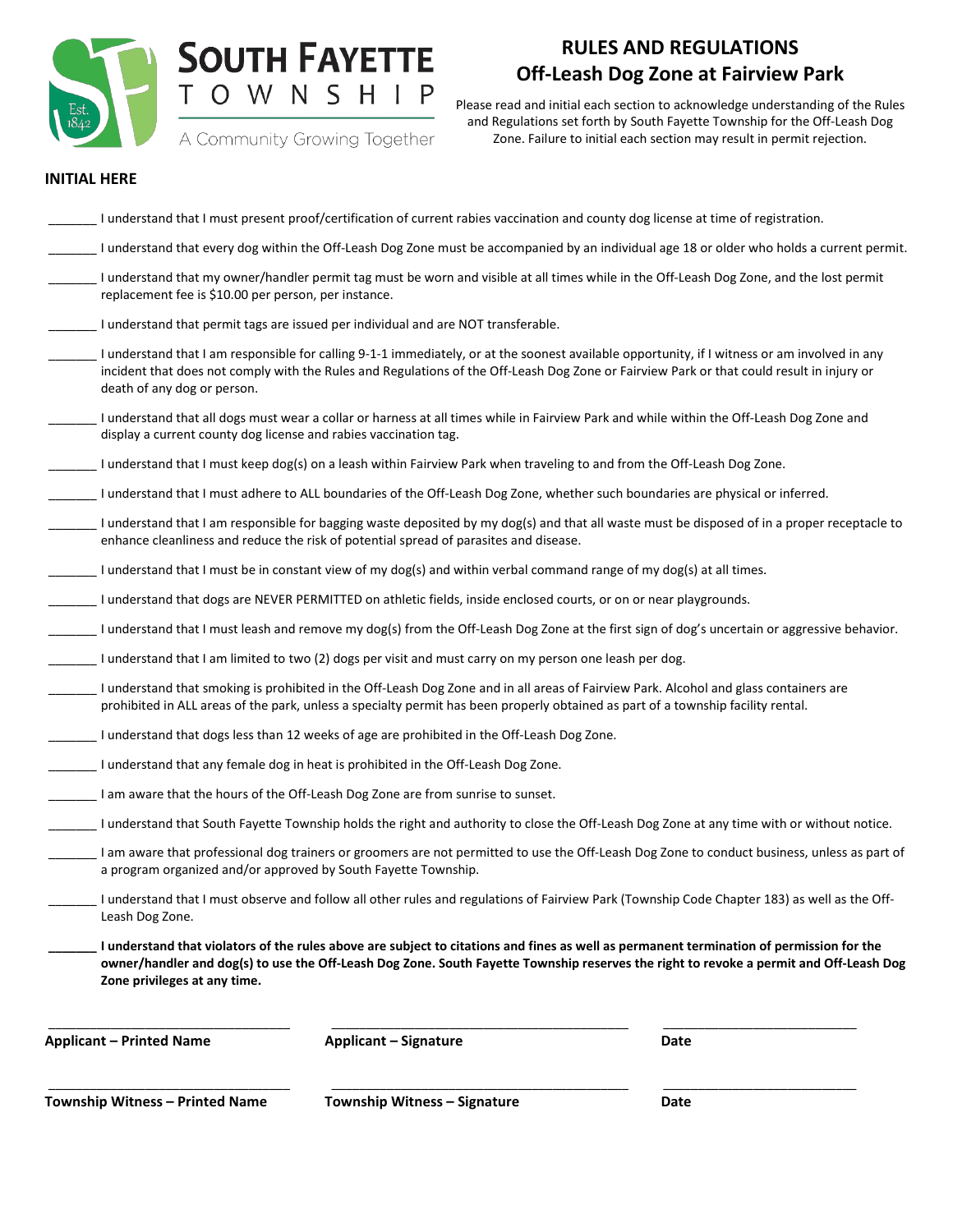**SOUTH FAYETTE**
**TOWNSHIP**
A Community Growing Together

Est. 1842

# RULES AND REGULATIONS
## Off-Leash Dog Zone at Fairview Park

Please read and initial each section to acknowledge understanding of the Rules and Regulations set forth by South Fayette Township for the Off-Leash Dog Zone. Failure to initial each section may result in permit rejection.

**INITIAL HERE**

_______ I understand that I must present proof/certification of current rabies vaccination and county dog license at time of registration.

_______ I understand that every dog within the Off-Leash Dog Zone must be accompanied by an individual age 18 or older who holds a current permit.

_______ I understand that my owner/handler permit tag must be worn and visible at all times while in the Off-Leash Dog Zone, and the lost permit replacement fee is $10.00 per person, per instance.

_______ I understand that permit tags are issued per individual and are NOT transferable.

_______ I understand that I am responsible for calling 9-1-1 immediately, or at the soonest available opportunity, if I witness or am involved in any incident that does not comply with the Rules and Regulations of the Off-Leash Dog Zone or Fairview Park or that could result in injury or death of any dog or person.

_______ I understand that all dogs must wear a collar or harness at all times while in Fairview Park and while within the Off-Leash Dog Zone and display a current county dog license and rabies vaccination tag.

_______ I understand that I must keep dog(s) on a leash within Fairview Park when traveling to and from the Off-Leash Dog Zone.

_______ I understand that I must adhere to ALL boundaries of the Off-Leash Dog Zone, whether such boundaries are physical or inferred.

_______ I understand that I am responsible for bagging waste deposited by my dog(s) and that all waste must be disposed of in a proper receptacle to enhance cleanliness and reduce the risk of potential spread of parasites and disease.

_______ I understand that I must be in constant view of my dog(s) and within verbal command range of my dog(s) at all times.

_______ I understand that dogs are NEVER PERMITTED on athletic fields, inside enclosed courts, or on or near playgrounds.

_______ I understand that I must leash and remove my dog(s) from the Off-Leash Dog Zone at the first sign of dog's uncertain or aggressive behavior.

_______ I understand that I am limited to two (2) dogs per visit and must carry on my person one leash per dog.

_______ I understand that smoking is prohibited in the Off-Leash Dog Zone and in all areas of Fairview Park. Alcohol and glass containers are prohibited in ALL areas of the park, unless a specialty permit has been properly obtained as part of a township facility rental.

_______ I understand that dogs less than 12 weeks of age are prohibited in the Off-Leash Dog Zone.

_______ I understand that any female dog in heat is prohibited in the Off-Leash Dog Zone.

_______ I am aware that the hours of the Off-Leash Dog Zone are from sunrise to sunset.

_______ I understand that South Fayette Township holds the right and authority to close the Off-Leash Dog Zone at any time with or without notice.

_______ I am aware that professional dog trainers or groomers are not permitted to use the Off-Leash Dog Zone to conduct business, unless as part of a program organized and/or approved by South Fayette Township.

_______ I understand that I must observe and follow all other rules and regulations of Fairview Park (Township Code Chapter 183) as well as the Off-Leash Dog Zone.

_______ **I understand that violators of the rules above are subject to citations and fines as well as permanent termination of permission for the owner/handler and dog(s) to use the Off-Leash Dog Zone. South Fayette Township reserves the right to revoke a permit and Off-Leash Dog Zone privileges at any time.**

| ______________________________ | ______________________________ | ______________________ |
|---|---|---|
| **Applicant – Printed Name** | **Applicant – Signature** | **Date** |
| ______________________________ | ______________________________ | ______________________ |
| **Township Witness – Printed Name** | **Township Witness – Signature** | **Date** |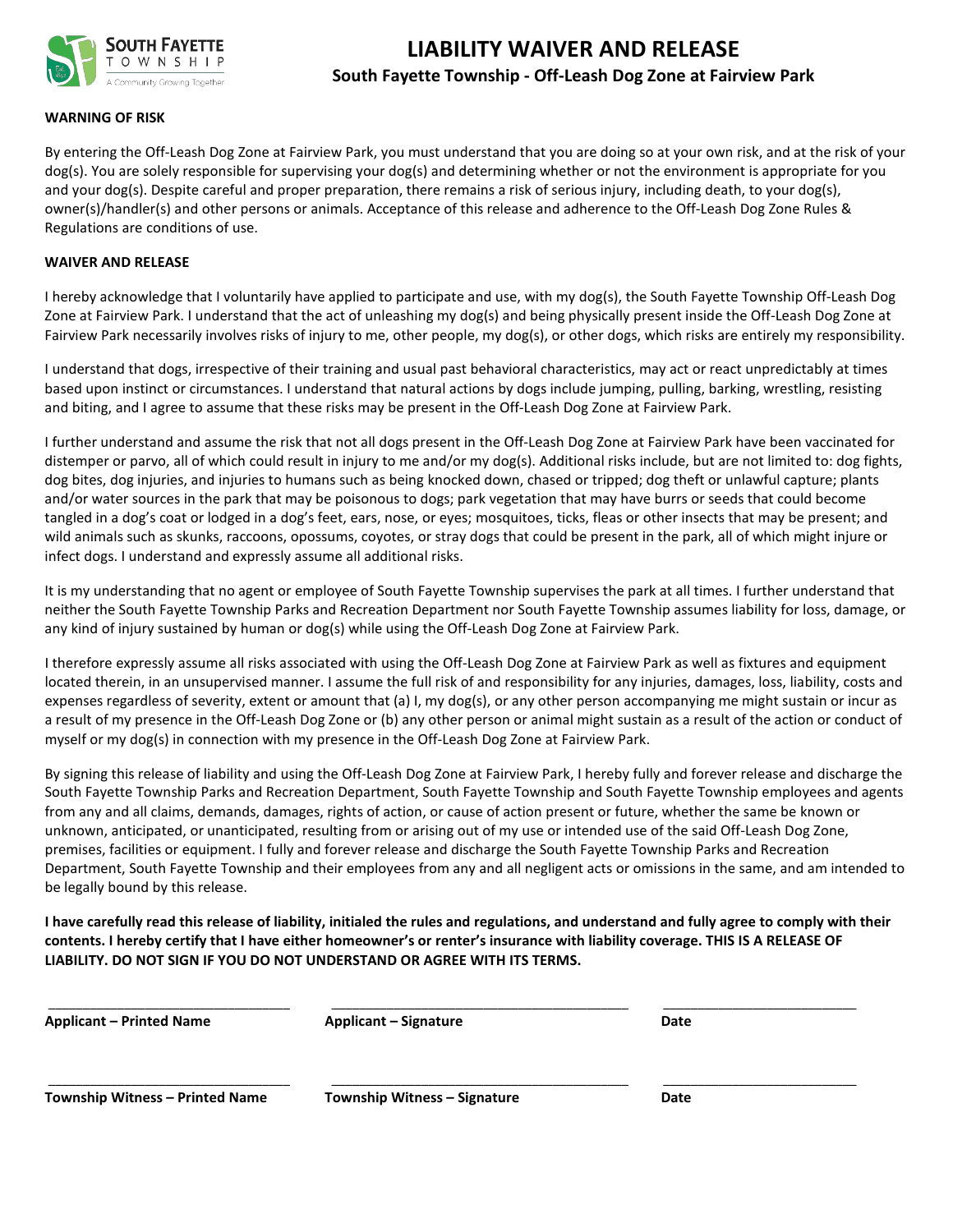# LIABILITY WAIVER AND RELEASE

## South Fayette Township - Off-Leash Dog Zone at Fairview Park

**WARNING OF RISK**

By entering the Off-Leash Dog Zone at Fairview Park, you must understand that you are doing so at your own risk, and at the risk of your dog(s). You are solely responsible for supervising your dog(s) and determining whether or not the environment is appropriate for you and your dog(s). Despite careful and proper preparation, there remains a risk of serious injury, including death, to your dog(s), owner(s)/handler(s) and other persons or animals. Acceptance of this release and adherence to the Off-Leash Dog Zone Rules & Regulations are conditions of use.

**WAIVER AND RELEASE**

I hereby acknowledge that I voluntarily have applied to participate and use, with my dog(s), the South Fayette Township Off-Leash Dog Zone at Fairview Park. I understand that the act of unleashing my dog(s) and being physically present inside the Off-Leash Dog Zone at Fairview Park necessarily involves risks of injury to me, other people, my dog(s), or other dogs, which risks are entirely my responsibility.

I understand that dogs, irrespective of their training and usual past behavioral characteristics, may act or react unpredictably at times based upon instinct or circumstances. I understand that natural actions by dogs include jumping, pulling, barking, wrestling, resisting and biting, and I agree to assume that these risks may be present in the Off-Leash Dog Zone at Fairview Park.

I further understand and assume the risk that not all dogs present in the Off-Leash Dog Zone at Fairview Park have been vaccinated for distemper or parvo, all of which could result in injury to me and/or my dog(s). Additional risks include, but are not limited to: dog fights, dog bites, dog injuries, and injuries to humans such as being knocked down, chased or tripped; dog theft or unlawful capture; plants and/or water sources in the park that may be poisonous to dogs; park vegetation that may have burrs or seeds that could become tangled in a dog's coat or lodged in a dog's feet, ears, nose, or eyes; mosquitoes, ticks, fleas or other insects that may be present; and wild animals such as skunks, raccoons, opossums, coyotes, or stray dogs that could be present in the park, all of which might injure or infect dogs. I understand and expressly assume all additional risks.

It is my understanding that no agent or employee of South Fayette Township supervises the park at all times. I further understand that neither the South Fayette Township Parks and Recreation Department nor South Fayette Township assumes liability for loss, damage, or any kind of injury sustained by human or dog(s) while using the Off-Leash Dog Zone at Fairview Park.

I therefore expressly assume all risks associated with using the Off-Leash Dog Zone at Fairview Park as well as fixtures and equipment located therein, in an unsupervised manner. I assume the full risk of and responsibility for any injuries, damages, loss, liability, costs and expenses regardless of severity, extent or amount that (a) I, my dog(s), or any other person accompanying me might sustain or incur as a result of my presence in the Off-Leash Dog Zone or (b) any other person or animal might sustain as a result of the action or conduct of myself or my dog(s) in connection with my presence in the Off-Leash Dog Zone at Fairview Park.

By signing this release of liability and using the Off-Leash Dog Zone at Fairview Park, I hereby fully and forever release and discharge the South Fayette Township Parks and Recreation Department, South Fayette Township and South Fayette Township employees and agents from any and all claims, demands, damages, rights of action, or cause of action present or future, whether the same be known or unknown, anticipated, or unanticipated, resulting from or arising out of my use or intended use of the said Off-Leash Dog Zone, premises, facilities or equipment. I fully and forever release and discharge the South Fayette Township Parks and Recreation Department, South Fayette Township and their employees from any and all negligent acts or omissions in the same, and am intended to be legally bound by this release.

**I have carefully read this release of liability, initialed the rules and regulations, and understand and fully agree to comply with their contents. I hereby certify that I have either homeowner's or renter's insurance with liability coverage. THIS IS A RELEASE OF LIABILITY. DO NOT SIGN IF YOU DO NOT UNDERSTAND OR AGREE WITH ITS TERMS.**

| | | |
|---|---|---|
| ______________________________ | ______________________________ | ______________________ |
| **Applicant – Printed Name** | **Applicant – Signature** | **Date** |
| ______________________________ | ______________________________ | ______________________ |
| **Township Witness – Printed Name** | **Township Witness – Signature** | **Date** |